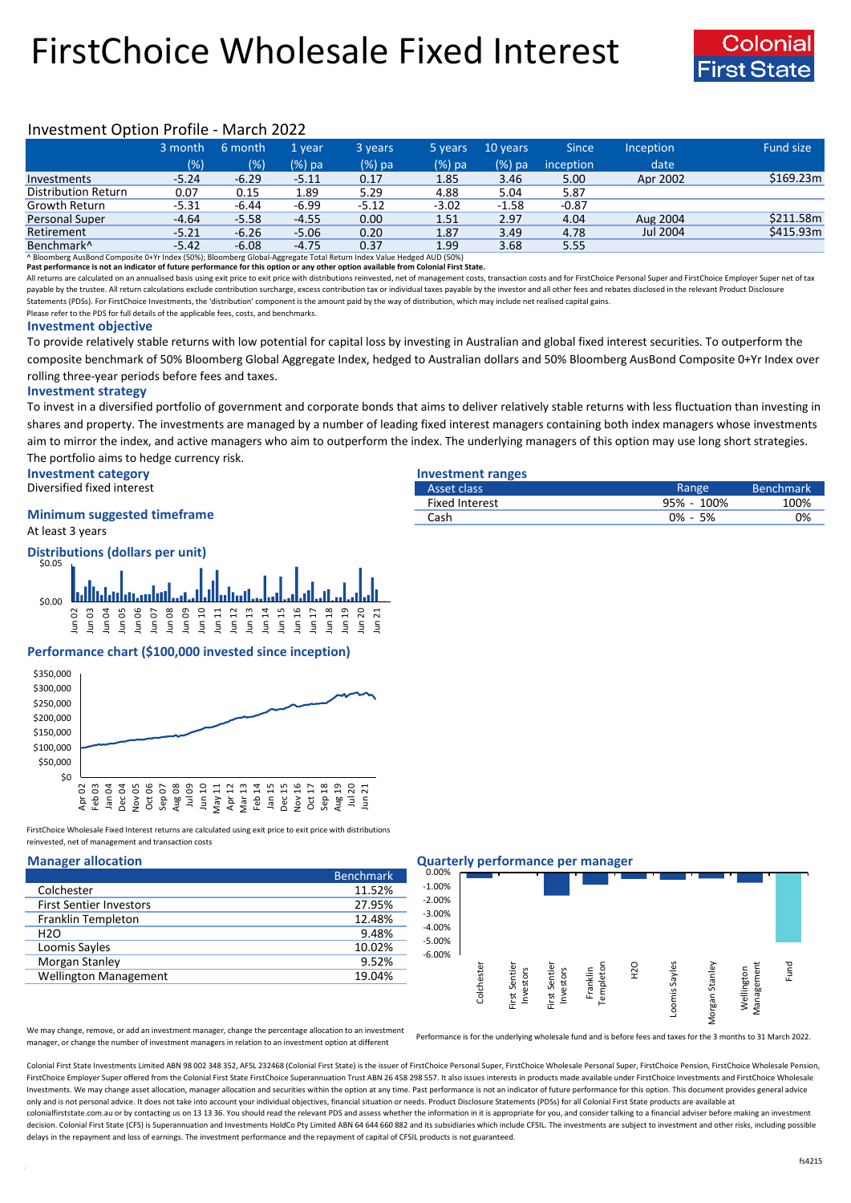# FirstChoice Wholesale Fixed Interest

Colonial First State

## Investment Option Profile - March 2022

| | 3 month (%) | 6 month (%) | 1 year (%) pa | 3 years (%) pa | 5 years (%) pa | 10 years (%) pa | Since inception | Inception date | Fund size |
|---|---|---|---|---|---|---|---|---|---|
| Investments | -5.24 | -6.29 | -5.11 | 0.17 | 1.85 | 3.46 | 5.00 | Apr 2002 | $169.23m |
| Distribution Return | 0.07 | 0.15 | 1.89 | 5.29 | 4.88 | 5.04 | 5.87 | | |
| Growth Return | -5.31 | -6.44 | -6.99 | -5.12 | -3.02 | -1.58 | -0.87 | | |
| Personal Super | -4.64 | -5.58 | -4.55 | 0.00 | 1.51 | 2.97 | 4.04 | Aug 2004 | $211.58m |
| Retirement | -5.21 | -6.26 | -5.06 | 0.20 | 1.87 | 3.49 | 4.78 | Jul 2004 | $415.93m |
| Benchmark^ | -5.42 | -6.08 | -4.75 | 0.37 | 1.99 | 3.68 | 5.55 | | |

^ Bloomberg AusBond Composite 0+Yr Index (50%); Bloomberg Global-Aggregate Total Return Index Value Hedged AUD (50%)

**Past performance is not an indicator of future performance for this option or any other option available from Colonial First State.**

All returns are calculated on an annualised basis using exit price to exit price with distributions reinvested, net of management costs, transaction costs and for FirstChoice Personal Super and FirstChoice Employer Super net of tax payable by the trustee. All return calculations exclude contribution surcharge, excess contribution tax or individual taxes payable by the investor and all other fees and rebates disclosed in the relevant Product Disclosure Statements (PDSs). For FirstChoice Investments, the 'distribution' component is the amount paid by the way of distribution, which may include net realised capital gains.

Please refer to the PDS for full details of the applicable fees, costs, and benchmarks.

### Investment objective

To provide relatively stable returns with low potential for capital loss by investing in Australian and global fixed interest securities. To outperform the composite benchmark of 50% Bloomberg Global Aggregate Index, hedged to Australian dollars and 50% Bloomberg AusBond Composite 0+Yr Index over rolling three-year periods before fees and taxes.

### Investment strategy

To invest in a diversified portfolio of government and corporate bonds that aims to deliver relatively stable returns with less fluctuation than investing in shares and property. The investments are managed by a number of leading fixed interest managers containing both index managers whose investments aim to mirror the index, and active managers who aim to outperform the index. The underlying managers of this option may use long short strategies. The portfolio aims to hedge currency risk.

### Investment category

Diversified fixed interest

### Minimum suggested timeframe

At least 3 years

### Investment ranges

| Asset class | Range | Benchmark |
|---|---|---|
| Fixed Interest | 95% - 100% | 100% |
| Cash | 0% - 5% | 0% |

### Distributions (dollars per unit)

### Performance chart ($100,000 invested since inception)

FirstChoice Wholesale Fixed Interest returns are calculated using exit price to exit price with distributions reinvested, net of management and transaction costs

### Manager allocation

| | Benchmark |
|---|---|
| Colchester | 11.52% |
| First Sentier Investors | 27.95% |
| Franklin Templeton | 12.48% |
| H2O | 9.48% |
| Loomis Sayles | 10.02% |
| Morgan Stanley | 9.52% |
| Wellington Management | 19.04% |

We may change, remove, or add an investment manager, change the percentage allocation to an investment manager, or change the number of investment managers in relation to an investment option at different

### Quarterly performance per manager

Performance is for the underlying wholesale fund and is before fees and taxes for the 3 months to 31 March 2022.

Colonial First State Investments Limited ABN 98 002 348 352, AFSL 232468 (Colonial First State) is the issuer of FirstChoice Personal Super, FirstChoice Wholesale Personal Super, FirstChoice Pension, FirstChoice Wholesale Pension, FirstChoice Employer Super offered from the Colonial First State FirstChoice Superannuation Trust ABN 26 458 298 557. It also issues interests in products made available under FirstChoice Investments and FirstChoice Wholesale Investments. We may change asset allocation, manager allocation and securities within the option at any time. Past performance is not an indicator of future performance for this option. This document provides general advice only and is not personal advice. It does not take into account your individual objectives, financial situation or needs. Product Disclosure Statements (PDSs) for all Colonial First State products are available at colonialfirststate.com.au or by contacting us on 13 13 36. You should read the relevant PDS and assess whether the information in it is appropriate for you, and consider talking to a financial adviser before making an investment decision. Colonial First State (CFS) is Superannuation and Investments HoldCo Pty Limited ABN 64 644 660 882 and its subsidiaries which include CFSIL. The investments are subject to investment and other risks, including possible delays in the repayment and loss of earnings. The investment performance and the repayment of capital of CFSIL products is not guaranteed.

fs4215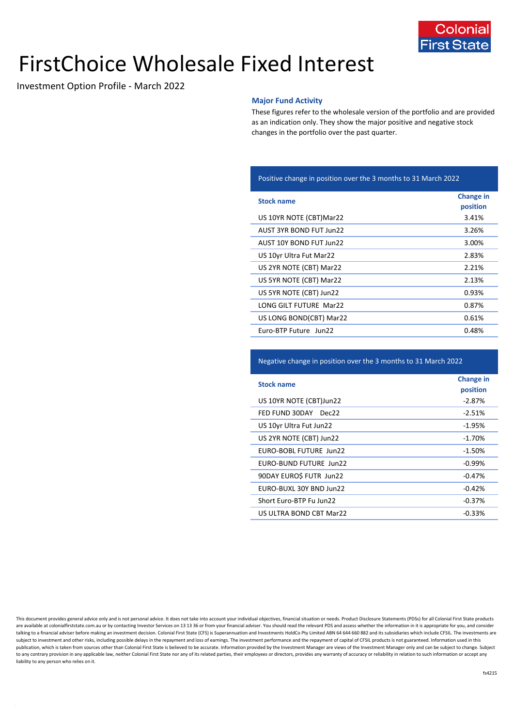# FirstChoice Wholesale Fixed Interest

Investment Option Profile - March 2022

### Major Fund Activity

These figures refer to the wholesale version of the portfolio and are provided as an indication only. They show the major positive and negative stock changes in the portfolio over the past quarter.

Positive change in position over the 3 months to 31 March 2022

| Stock name | Change in position |
|---|---|
| US 10YR NOTE (CBT)Mar22 | 3.41% |
| AUST 3YR BOND FUT Jun22 | 3.26% |
| AUST 10Y BOND FUT Jun22 | 3.00% |
| US 10yr Ultra Fut Mar22 | 2.83% |
| US 2YR NOTE (CBT) Mar22 | 2.21% |
| US 5YR NOTE (CBT) Mar22 | 2.13% |
| US 5YR NOTE (CBT) Jun22 | 0.93% |
| LONG GILT FUTURE Mar22 | 0.87% |
| US LONG BOND(CBT) Mar22 | 0.61% |
| Euro-BTP Future Jun22 | 0.48% |

Negative change in position over the 3 months to 31 March 2022

| Stock name | Change in position |
|---|---|
| US 10YR NOTE (CBT)Jun22 | -2.87% |
| FED FUND 30DAY Dec22 | -2.51% |
| US 10yr Ultra Fut Jun22 | -1.95% |
| US 2YR NOTE (CBT) Jun22 | -1.70% |
| EURO-BOBL FUTURE Jun22 | -1.50% |
| EURO-BUND FUTURE Jun22 | -0.99% |
| 90DAY EURO$ FUTR Jun22 | -0.47% |
| EURO-BUXL 30Y BND Jun22 | -0.42% |
| Short Euro-BTP Fu Jun22 | -0.37% |
| US ULTRA BOND CBT Mar22 | -0.33% |

This document provides general advice only and is not personal advice. It does not take into account your individual objectives, financial situation or needs. Product Disclosure Statements (PDSs) for all Colonial First State products are available at colonialfirststate.com.au or by contacting Investor Services on 13 13 36 or from your financial adviser. You should read the relevant PDS and assess whether the information in it is appropriate for you, and consider talking to a financial adviser before making an investment decision. Colonial First State (CFS) is Superannuation and Investments HoldCo Pty Limited ABN 64 644 660 882 and its subsidiaries which include CFSIL. The investments are subject to investment and other risks, including possible delays in the repayment and loss of earnings. The investment performance and the repayment of capital of CFSIL products is not guaranteed. Information used in this publication, which is taken from sources other than Colonial First State is believed to be accurate. Information provided by the Investment Manager are views of the Investment Manager only and can be subject to change. Subject to any contrary provision in any applicable law, neither Colonial First State nor any of its related parties, their employees or directors, provides any warranty of accuracy or reliability in relation to such information or accept any liability to any person who relies on it.

fs4215